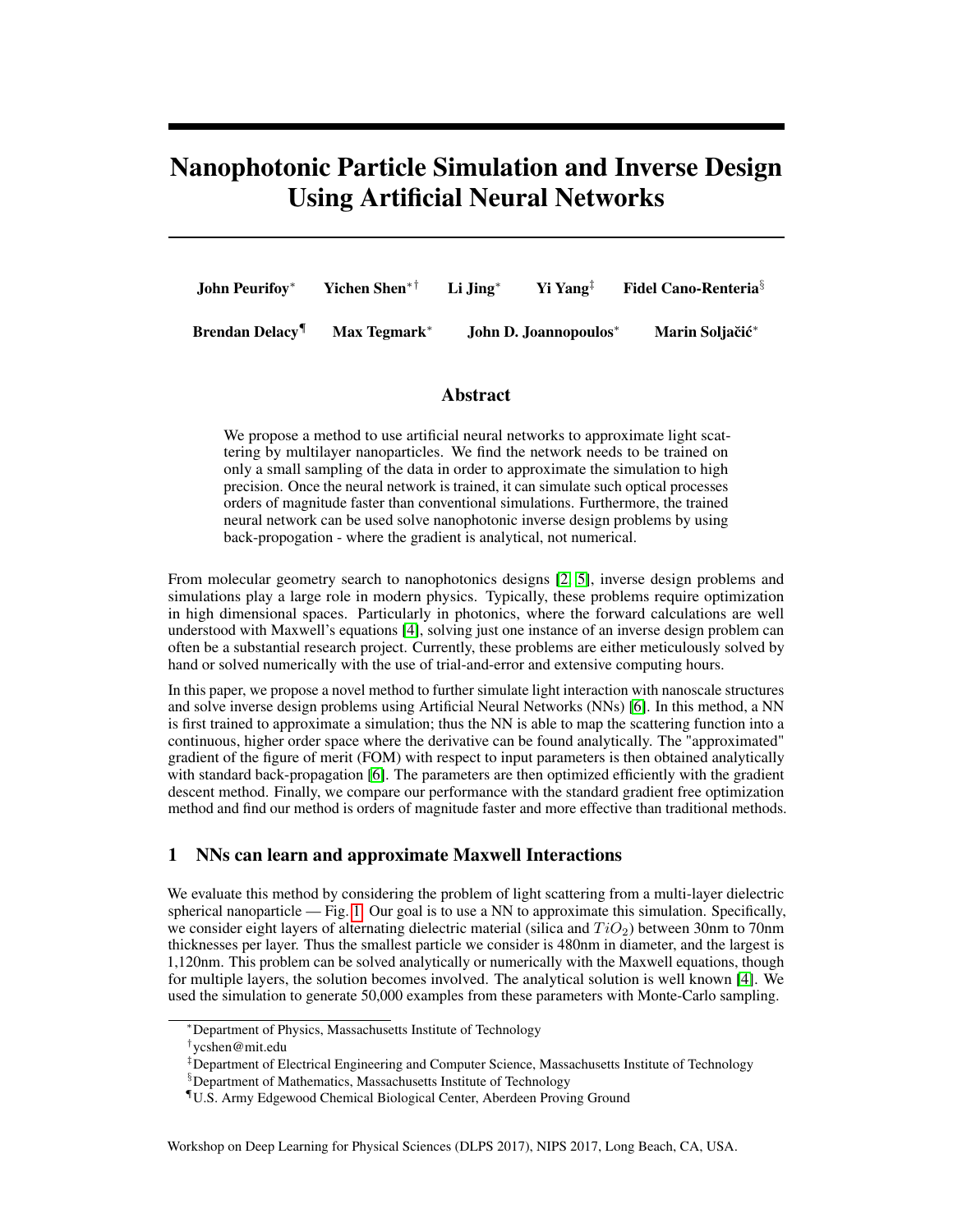# Nanophotonic Particle Simulation and Inverse Design Using Artificial Neural Networks

**John Peurifoy**[*] **Yichen Shen**[*†] **Li Jing**[*] **Yi Yang**[‡] **Fidel Cano-Renteria**[§]

**Brendan Delacy**[¶] **Max Tegmark**[*] **John D. Joannopoulos**[*] **Marin Soljačić**[*]

## Abstract

We propose a method to use artificial neural networks to approximate light scattering by multilayer nanoparticles. We find the network needs to be trained on only a small sampling of the data in order to approximate the simulation to high precision. Once the neural network is trained, it can simulate such optical processes orders of magnitude faster than conventional simulations. Furthermore, the trained neural network can be used solve nanophotonic inverse design problems by using back-propogation - where the gradient is analytical, not numerical.

From molecular geometry search to nanophotonics designs [2, 5], inverse design problems and simulations play a large role in modern physics. Typically, these problems require optimization in high dimensional spaces. Particularly in photonics, where the forward calculations are well understood with Maxwell's equations [4], solving just one instance of an inverse design problem can often be a substantial research project. Currently, these problems are either meticulously solved by hand or solved numerically with the use of trial-and-error and extensive computing hours.

In this paper, we propose a novel method to further simulate light interaction with nanoscale structures and solve inverse design problems using Artificial Neural Networks (NNs) [6]. In this method, a NN is first trained to approximate a simulation; thus the NN is able to map the scattering function into a continuous, higher order space where the derivative can be found analytically. The "approximated" gradient of the figure of merit (FOM) with respect to input parameters is then obtained analytically with standard back-propagation [6]. The parameters are then optimized efficiently with the gradient descent method. Finally, we compare our performance with the standard gradient free optimization method and find our method is orders of magnitude faster and more effective than traditional methods.

## 1 NNs can learn and approximate Maxwell Interactions

We evaluate this method by considering the problem of light scattering from a multi-layer dielectric spherical nanoparticle — Fig. 1. Our goal is to use a NN to approximate this simulation. Specifically, we consider eight layers of alternating dielectric material (silica and $TiO_2$) between 30nm to 70nm thicknesses per layer. Thus the smallest particle we consider is 480nm in diameter, and the largest is 1,120nm. This problem can be solved analytically or numerically with the Maxwell equations, though for multiple layers, the solution becomes involved. The analytical solution is well known [4]. We used the simulation to generate 50,000 examples from these parameters with Monte-Carlo sampling.

---

[*] Department of Physics, Massachusetts Institute of Technology

[†] ycshen@mit.edu

[‡] Department of Electrical Engineering and Computer Science, Massachusetts Institute of Technology

[§] Department of Mathematics, Massachusetts Institute of Technology

[¶] U.S. Army Edgewood Chemical Biological Center, Aberdeen Proving Ground

Workshop on Deep Learning for Physical Sciences (DLPS 2017), NIPS 2017, Long Beach, CA, USA.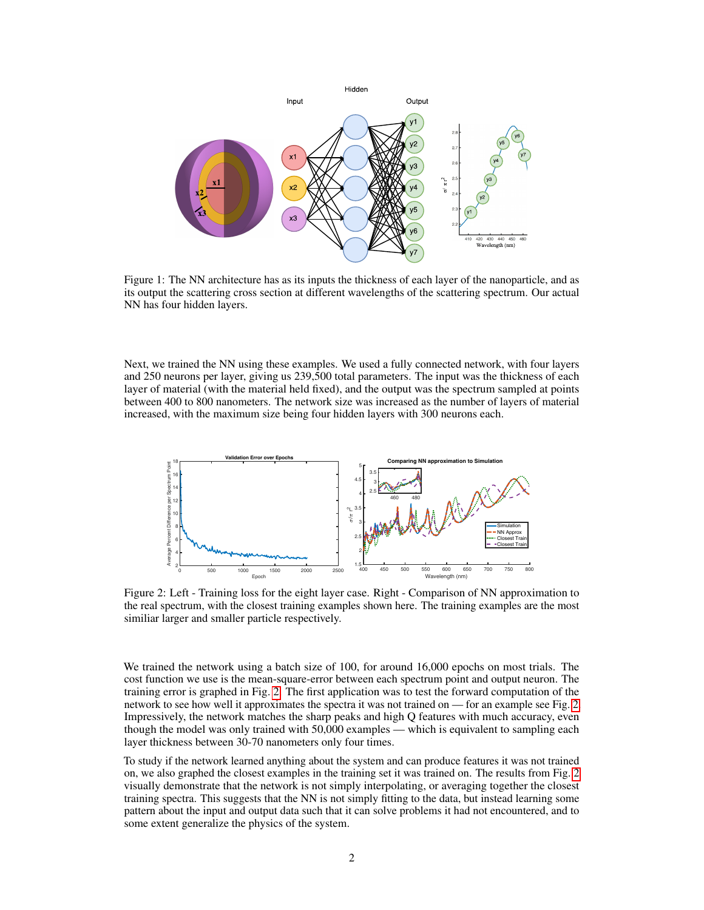Figure 1: The NN architecture has as its inputs the thickness of each layer of the nanoparticle, and as its output the scattering cross section at different wavelengths of the scattering spectrum. Our actual NN has four hidden layers.

Next, we trained the NN using these examples. We used a fully connected network, with four layers and 250 neurons per layer, giving us 239,500 total parameters. The input was the thickness of each layer of material (with the material held fixed), and the output was the spectrum sampled at points between 400 to 800 nanometers. The network size was increased as the number of layers of material increased, with the maximum size being four hidden layers with 300 neurons each.

Figure 2: Left - Training loss for the eight layer case. Right - Comparison of NN approximation to the real spectrum, with the closest training examples shown here. The training examples are the most similiar larger and smaller particle respectively.

We trained the network using a batch size of 100, for around 16,000 epochs on most trials. The cost function we use is the mean-square-error between each spectrum point and output neuron. The training error is graphed in Fig. 2. The first application was to test the forward computation of the network to see how well it approximates the spectra it was not trained on — for an example see Fig. 2. Impressively, the network matches the sharp peaks and high Q features with much accuracy, even though the model was only trained with 50,000 examples — which is equivalent to sampling each layer thickness between 30-70 nanometers only four times.

To study if the network learned anything about the system and can produce features it was not trained on, we also graphed the closest examples in the training set it was trained on. The results from Fig. 2 visually demonstrate that the network is not simply interpolating, or averaging together the closest training spectra. This suggests that the NN is not simply fitting to the data, but instead learning some pattern about the input and output data such that it can solve problems it had not encountered, and to some extent generalize the physics of the system.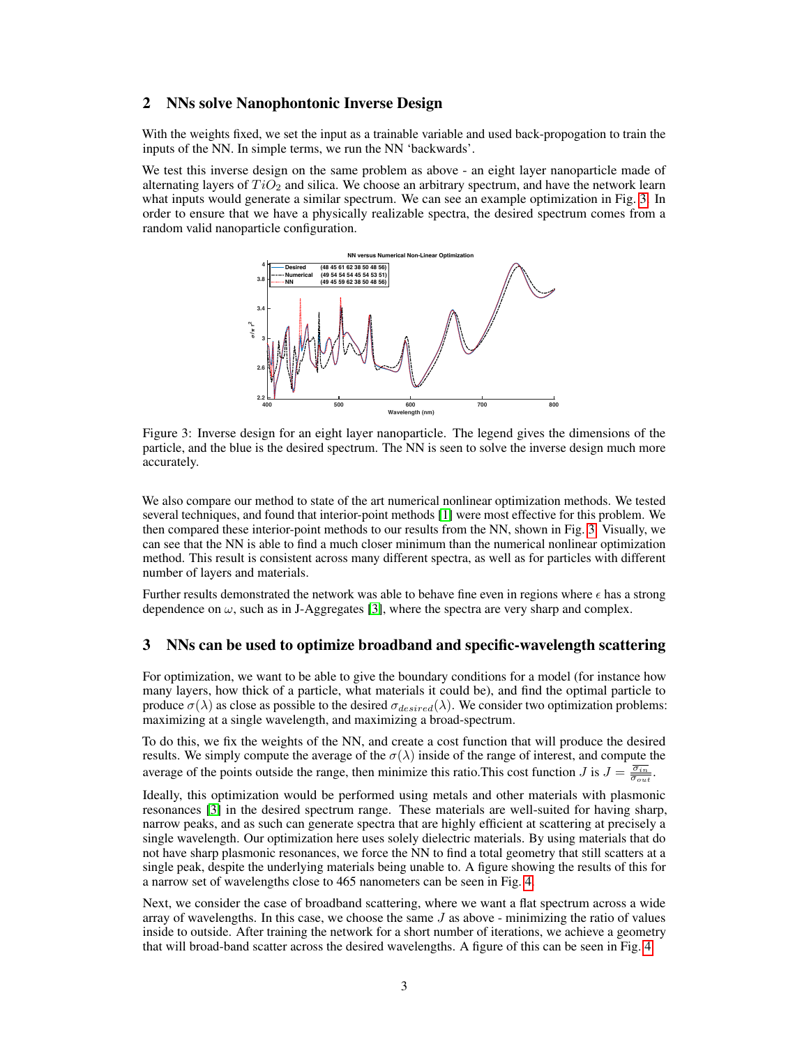## 2 NNs solve Nanophontonic Inverse Design

With the weights fixed, we set the input as a trainable variable and used back-propogation to train the inputs of the NN. In simple terms, we run the NN 'backwards'.

We test this inverse design on the same problem as above - an eight layer nanoparticle made of alternating layers of $TiO_2$ and silica. We choose an arbitrary spectrum, and have the network learn what inputs would generate a similar spectrum. We can see an example optimization in Fig. 3. In order to ensure that we have a physically realizable spectra, the desired spectrum comes from a random valid nanoparticle configuration.

Figure 3: Inverse design for an eight layer nanoparticle. The legend gives the dimensions of the particle, and the blue is the desired spectrum. The NN is seen to solve the inverse design much more accurately.

We also compare our method to state of the art numerical nonlinear optimization methods. We tested several techniques, and found that interior-point methods [1] were most effective for this problem. We then compared these interior-point methods to our results from the NN, shown in Fig. 3. Visually, we can see that the NN is able to find a much closer minimum than the numerical nonlinear optimization method. This result is consistent across many different spectra, as well as for particles with different number of layers and materials.

Further results demonstrated the network was able to behave fine even in regions where $\epsilon$ has a strong dependence on $\omega$, such as in J-Aggregates [3], where the spectra are very sharp and complex.

## 3 NNs can be used to optimize broadband and specific-wavelength scattering

For optimization, we want to be able to give the boundary conditions for a model (for instance how many layers, how thick of a particle, what materials it could be), and find the optimal particle to produce $\sigma(\lambda)$ as close as possible to the desired $\sigma_{desired}(\lambda)$. We consider two optimization problems: maximizing at a single wavelength, and maximizing a broad-spectrum.

To do this, we fix the weights of the NN, and create a cost function that will produce the desired results. We simply compute the average of the $\sigma(\lambda)$ inside of the range of interest, and compute the average of the points outside the range, then minimize this ratio.This cost function $J$ is $J = \frac{\overline{\sigma_{in}}}{\overline{\sigma_{out}}}$.

Ideally, this optimization would be performed using metals and other materials with plasmonic resonances [3] in the desired spectrum range. These materials are well-suited for having sharp, narrow peaks, and as such can generate spectra that are highly efficient at scattering at precisely a single wavelength. Our optimization here uses solely dielectric materials. By using materials that do not have sharp plasmonic resonances, we force the NN to find a total geometry that still scatters at a single peak, despite the underlying materials being unable to. A figure showing the results of this for a narrow set of wavelengths close to 465 nanometers can be seen in Fig. 4.

Next, we consider the case of broadband scattering, where we want a flat spectrum across a wide array of wavelengths. In this case, we choose the same $J$ as above - minimizing the ratio of values inside to outside. After training the network for a short number of iterations, we achieve a geometry that will broad-band scatter across the desired wavelengths. A figure of this can be seen in Fig. 4.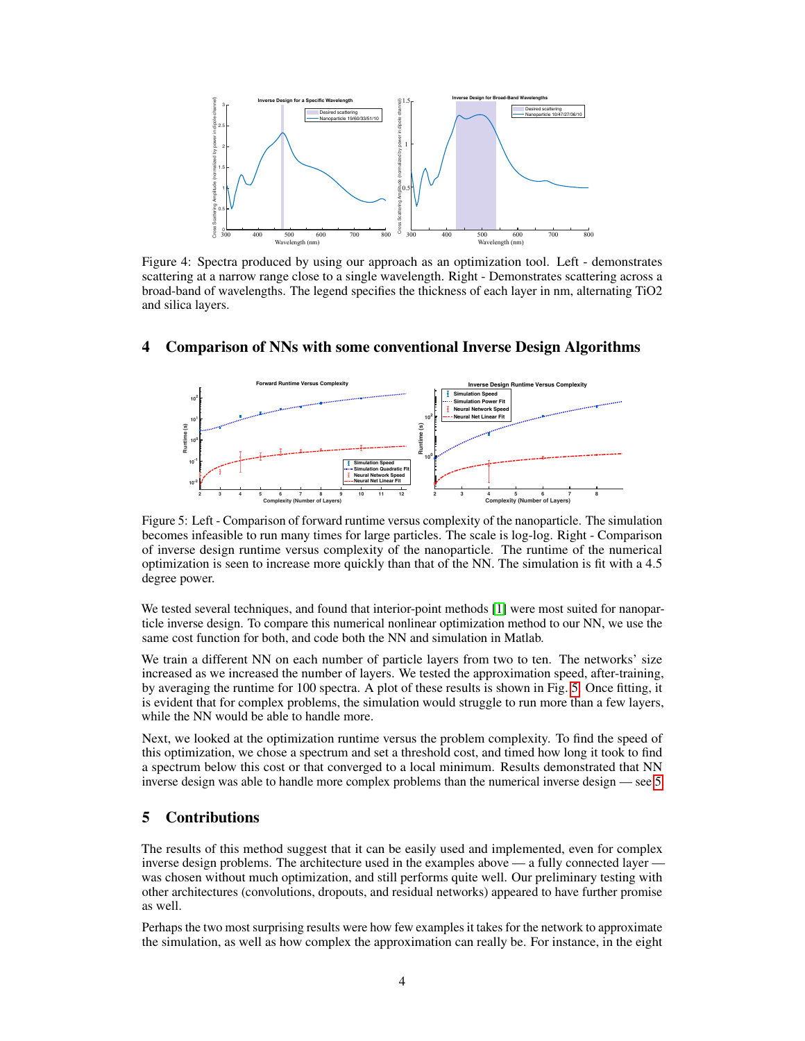Figure 4: Spectra produced by using our approach as an optimization tool. Left - demonstrates scattering at a narrow range close to a single wavelength. Right - Demonstrates scattering across a broad-band of wavelengths. The legend specifies the thickness of each layer in nm, alternating TiO2 and silica layers.

## 4 Comparison of NNs with some conventional Inverse Design Algorithms

Figure 5: Left - Comparison of forward runtime versus complexity of the nanoparticle. The simulation becomes infeasible to run many times for large particles. The scale is log-log. Right - Comparison of inverse design runtime versus complexity of the nanoparticle. The runtime of the numerical optimization is seen to increase more quickly than that of the NN. The simulation is fit with a 4.5 degree power.

We tested several techniques, and found that interior-point methods [1] were most suited for nanoparticle inverse design. To compare this numerical nonlinear optimization method to our NN, we use the same cost function for both, and code both the NN and simulation in Matlab.

We train a different NN on each number of particle layers from two to ten. The networks' size increased as we increased the number of layers. We tested the approximation speed, after-training, by averaging the runtime for 100 spectra. A plot of these results is shown in Fig. 5. Once fitting, it is evident that for complex problems, the simulation would struggle to run more than a few layers, while the NN would be able to handle more.

Next, we looked at the optimization runtime versus the problem complexity. To find the speed of this optimization, we chose a spectrum and set a threshold cost, and timed how long it took to find a spectrum below this cost or that converged to a local minimum. Results demonstrated that NN inverse design was able to handle more complex problems than the numerical inverse design — see 5.

## 5 Contributions

The results of this method suggest that it can be easily used and implemented, even for complex inverse design problems. The architecture used in the examples above — a fully connected layer — was chosen without much optimization, and still performs quite well. Our preliminary testing with other architectures (convolutions, dropouts, and residual networks) appeared to have further promise as well.

Perhaps the two most surprising results were how few examples it takes for the network to approximate the simulation, as well as how complex the approximation can really be. For instance, in the eight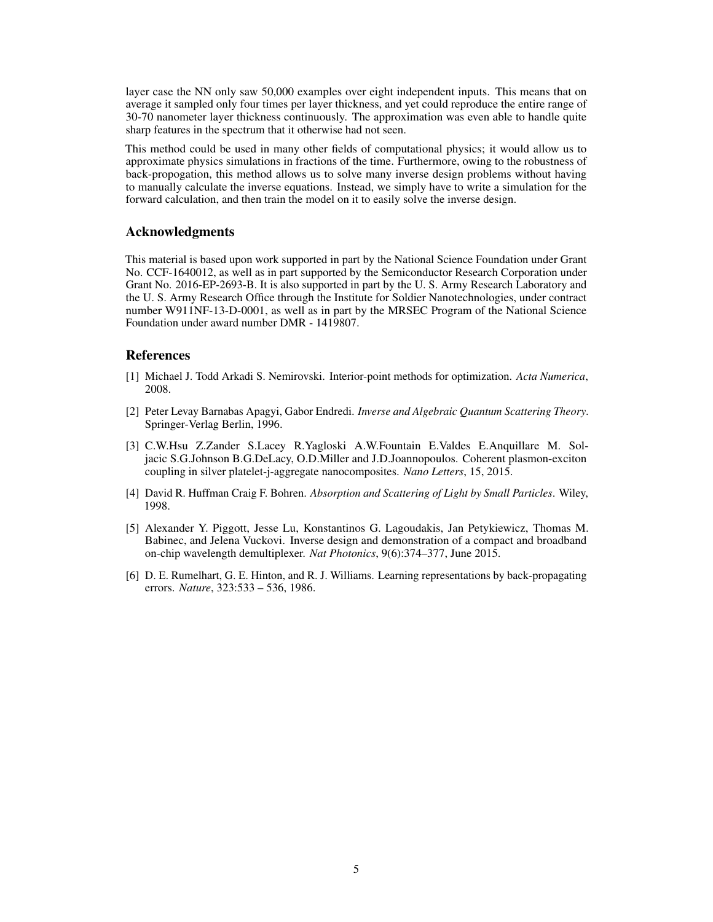layer case the NN only saw 50,000 examples over eight independent inputs. This means that on average it sampled only four times per layer thickness, and yet could reproduce the entire range of 30-70 nanometer layer thickness continuously. The approximation was even able to handle quite sharp features in the spectrum that it otherwise had not seen.

This method could be used in many other fields of computational physics; it would allow us to approximate physics simulations in fractions of the time. Furthermore, owing to the robustness of back-propogation, this method allows us to solve many inverse design problems without having to manually calculate the inverse equations. Instead, we simply have to write a simulation for the forward calculation, and then train the model on it to easily solve the inverse design.

## Acknowledgments

This material is based upon work supported in part by the National Science Foundation under Grant No. CCF-1640012, as well as in part supported by the Semiconductor Research Corporation under Grant No. 2016-EP-2693-B. It is also supported in part by the U. S. Army Research Laboratory and the U. S. Army Research Office through the Institute for Soldier Nanotechnologies, under contract number W911NF-13-D-0001, as well as in part by the MRSEC Program of the National Science Foundation under award number DMR - 1419807.

## References

[1] Michael J. Todd Arkadi S. Nemirovski. Interior-point methods for optimization. *Acta Numerica*, 2008.

[2] Peter Levay Barnabas Apagyi, Gabor Endredi. *Inverse and Algebraic Quantum Scattering Theory*. Springer-Verlag Berlin, 1996.

[3] C.W.Hsu Z.Zander S.Lacey R.Yagloski A.W.Fountain E.Valdes E.Anquillare M. Soljacic S.G.Johnson B.G.DeLacy, O.D.Miller and J.D.Joannopoulos. Coherent plasmon-exciton coupling in silver platelet-j-aggregate nanocomposites. *Nano Letters*, 15, 2015.

[4] David R. Huffman Craig F. Bohren. *Absorption and Scattering of Light by Small Particles*. Wiley, 1998.

[5] Alexander Y. Piggott, Jesse Lu, Konstantinos G. Lagoudakis, Jan Petykiewicz, Thomas M. Babinec, and Jelena Vuckovi. Inverse design and demonstration of a compact and broadband on-chip wavelength demultiplexer. *Nat Photonics*, 9(6):374–377, June 2015.

[6] D. E. Rumelhart, G. E. Hinton, and R. J. Williams. Learning representations by back-propagating errors. *Nature*, 323:533 – 536, 1986.